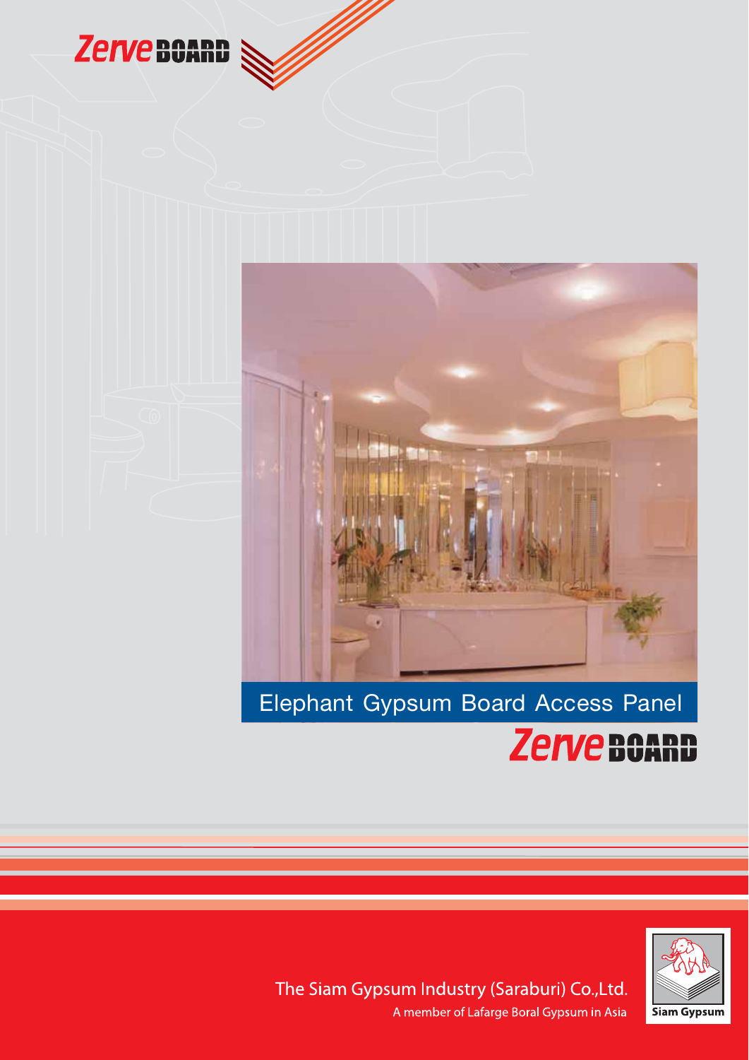# Zerve BOARD

## Elephant Gypsum Board Access Panel

# Zerve BOARD

The Siam Gypsum Industry (Saraburi) Co.,Ltd.

A member of Lafarge Boral Gypsum in Asia

Siam Gypsum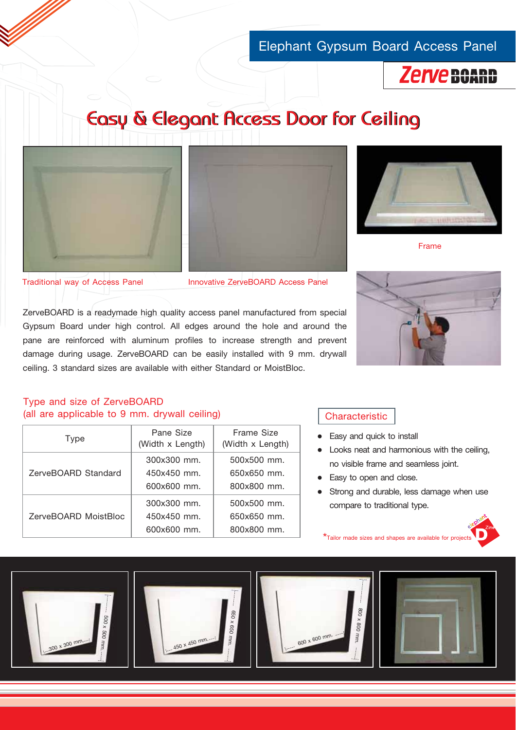Elephant Gypsum Board Access Panel

ZerveBOARD

# Easy & Elegant Access Door for Ceiling

Traditional way of Access Panel

Innovative ZerveBOARD Access Panel

Frame

ZerveBOARD is a readymade high quality access panel manufactured from special Gypsum Board under high control. All edges around the hole and around the pane are reinforced with aluminum profiles to increase strength and prevent damage during usage. ZerveBOARD can be easily installed with 9 mm. drywall ceiling. 3 standard sizes are available with either Standard or MoistBloc.

## Type and size of ZerveBOARD
(all are applicable to 9 mm. drywall ceiling)

| Type | Pane Size (Width x Length) | Frame Size (Width x Length) |
|---|---|---|
| ZerveBOARD Standard | 300x300 mm.<br>450x450 mm.<br>600x600 mm. | 500x500 mm.<br>650x650 mm.<br>800x800 mm. |
| ZerveBOARD MoistBloc | 300x300 mm.<br>450x450 mm.<br>600x600 mm. | 500x500 mm.<br>650x650 mm.<br>800x800 mm. |

## Characteristic

- Easy and quick to install
- Looks neat and harmonious with the ceiling, no visible frame and seamless joint.
- Easy to open and close.
- Strong and durable, less damage when use compare to traditional type.

*Tailor made sizes and shapes are available for projects

300 x 300 mm. / 500 x 500 mm.

450 x 450 mm. / 650 x 650 mm.

600 x 600 mm. / 800 x 800 mm.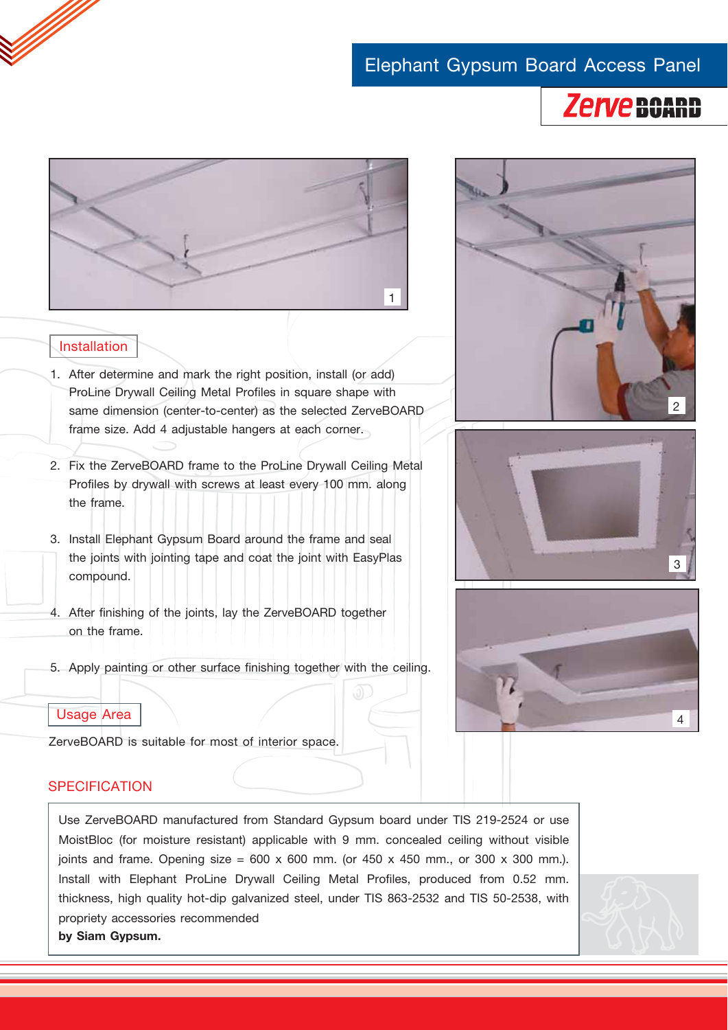# Elephant Gypsum Board Access Panel

**ZerveBOARD**

## Installation

1. After determine and mark the right position, install (or add) ProLine Drywall Ceiling Metal Profiles in square shape with same dimension (center-to-center) as the selected ZerveBOARD frame size. Add 4 adjustable hangers at each corner.

2. Fix the ZerveBOARD frame to the ProLine Drywall Ceiling Metal Profiles by drywall with screws at least every 100 mm. along the frame.

3. Install Elephant Gypsum Board around the frame and seal the joints with jointing tape and coat the joint with EasyPlas compound.

4. After finishing of the joints, lay the ZerveBOARD together on the frame.

5. Apply painting or other surface finishing together with the ceiling.

## Usage Area

ZerveBOARD is suitable for most of interior space.

## SPECIFICATION

Use ZerveBOARD manufactured from Standard Gypsum board under TIS 219-2524 or use MoistBloc (for moisture resistant) applicable with 9 mm. concealed ceiling without visible joints and frame. Opening size = 600 x 600 mm. (or 450 x 450 mm., or 300 x 300 mm.). Install with Elephant ProLine Drywall Ceiling Metal Profiles, produced from 0.52 mm. thickness, high quality hot-dip galvanized steel, under TIS 863-2532 and TIS 50-2538, with propriety accessories recommended
**by Siam Gypsum.**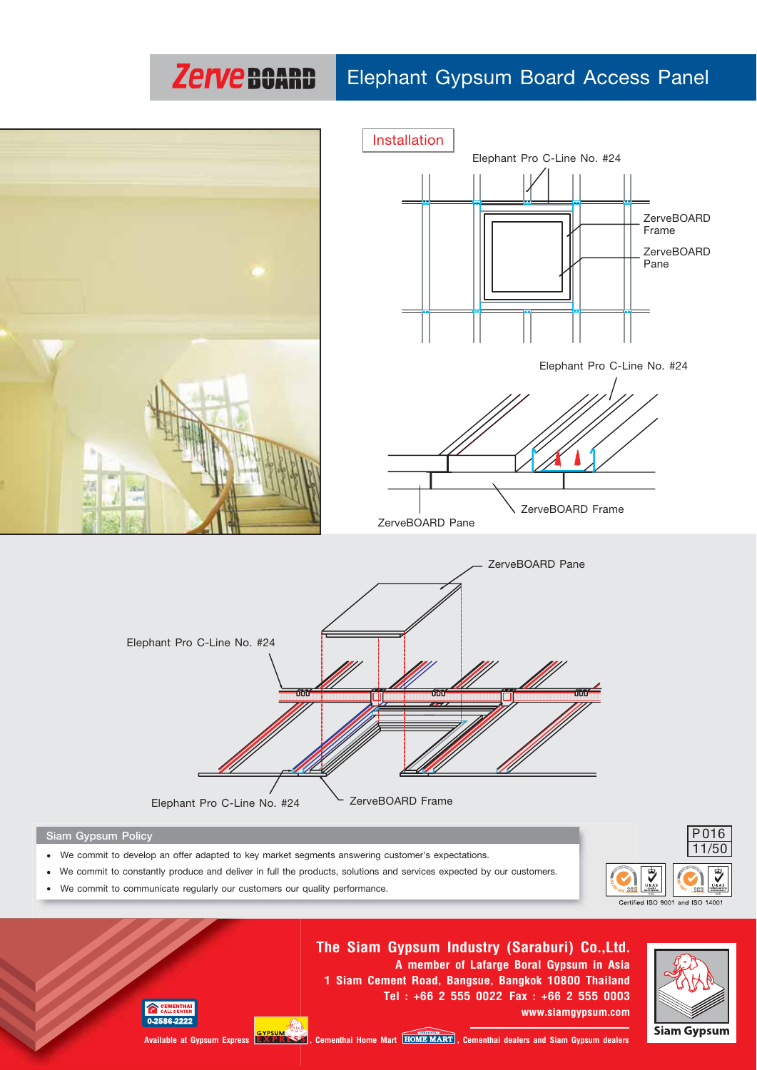# ZerveBOARD Elephant Gypsum Board Access Panel

## Installation

Elephant Pro C-Line No. #24

ZerveBOARD Frame

ZerveBOARD Pane

Elephant Pro C-Line No. #24

ZerveBOARD Frame

ZerveBOARD Pane

ZerveBOARD Pane

Elephant Pro C-Line No. #24

Elephant Pro C-Line No. #24

ZerveBOARD Frame

### Siam Gypsum Policy

- We commit to develop an offer adapted to key market segments answering customer's expectations.
- We commit to constantly produce and deliver in full the products, solutions and services expected by our customers.
- We commit to communicate regularly our customers our quality performance.

P016
11/50

Certified ISO 9001 and ISO 14001

**The Siam Gypsum Industry (Saraburi) Co.,Ltd.**
**A member of Lafarge Boral Gypsum in Asia**
**1 Siam Cement Road, Bangsue, Bangkok 10800 Thailand**
**Tel : +66 2 555 0022 Fax : +66 2 555 0003**
**www.siamgypsum.com**

CEMENTHAI CALL CENTER 0-2586-2222

Available at Gypsum Express, Cementhai Home Mart, Cementhai dealers and Siam Gypsum dealers

Siam Gypsum